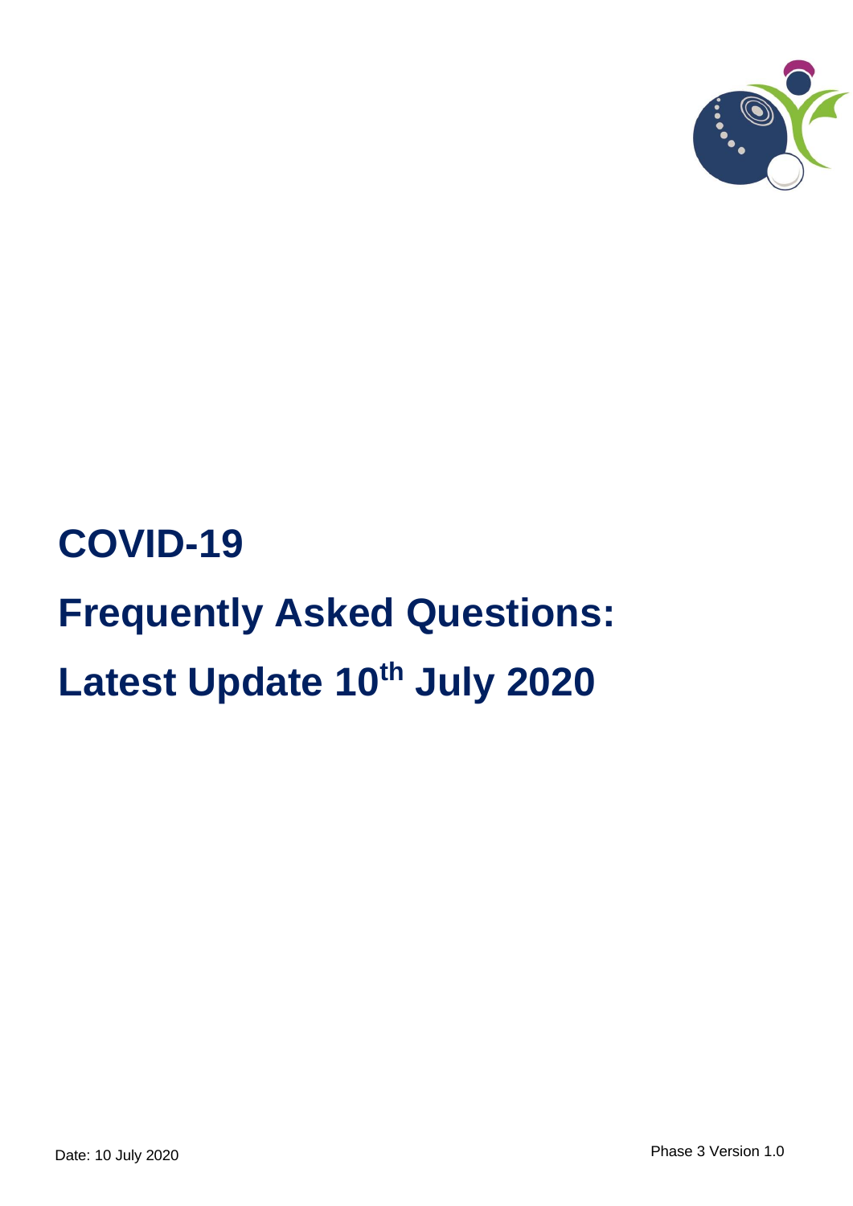# COVID-19

# Frequently Asked Questions:

# Latest Update 10th July 2020

Date: 10 July 2020

Phase 3 Version 1.0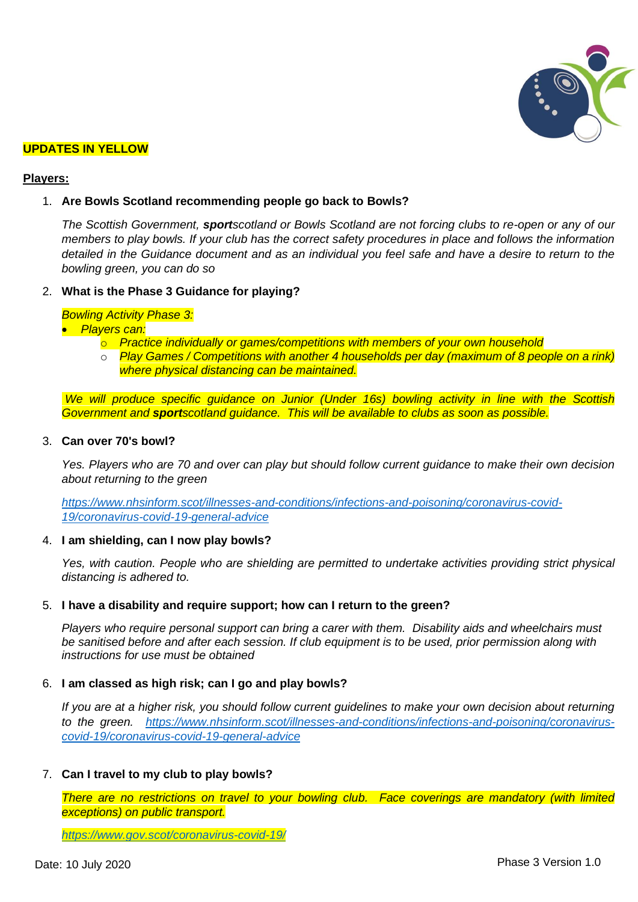**UPDATES IN YELLOW**

**Players:**

1. **Are Bowls Scotland recommending people go back to Bowls?**

   *The Scottish Government, **sport**scotland or Bowls Scotland are not forcing clubs to re-open or any of our members to play bowls. If your club has the correct safety procedures in place and follows the information detailed in the Guidance document and as an individual you feel safe and have a desire to return to the bowling green, you can do so*

2. **What is the Phase 3 Guidance for playing?**

   *Bowling Activity Phase 3:*

   - *Players can:*
     - *Practice individually or games/competitions with members of your own household*
     - *Play Games / Competitions with another 4 households per day (maximum of 8 people on a rink) where physical distancing can be maintained.*

   *We will produce specific guidance on Junior (Under 16s) bowling activity in line with the Scottish Government and **sport**scotland guidance. This will be available to clubs as soon as possible.*

3. **Can over 70's bowl?**

   *Yes. Players who are 70 and over can play but should follow current guidance to make their own decision about returning to the green*

   [https://www.nhsinform.scot/illnesses-and-conditions/infections-and-poisoning/coronavirus-covid-19/coronavirus-covid-19-general-advice](https://www.nhsinform.scot/illnesses-and-conditions/infections-and-poisoning/coronavirus-covid-19/coronavirus-covid-19-general-advice)

4. **I am shielding, can I now play bowls?**

   *Yes, with caution. People who are shielding are permitted to undertake activities providing strict physical distancing is adhered to.*

5. **I have a disability and require support; how can I return to the green?**

   *Players who require personal support can bring a carer with them. Disability aids and wheelchairs must be sanitised before and after each session. If club equipment is to be used, prior permission along with instructions for use must be obtained*

6. **I am classed as high risk; can I go and play bowls?**

   *If you are at a higher risk, you should follow current guidelines to make your own decision about returning to the green.* [https://www.nhsinform.scot/illnesses-and-conditions/infections-and-poisoning/coronavirus-covid-19/coronavirus-covid-19-general-advice](https://www.nhsinform.scot/illnesses-and-conditions/infections-and-poisoning/coronavirus-covid-19/coronavirus-covid-19-general-advice)

7. **Can I travel to my club to play bowls?**

   *There are no restrictions on travel to your bowling club. Face coverings are mandatory (with limited exceptions) on public transport.*

   [https://www.gov.scot/coronavirus-covid-19/](https://www.gov.scot/coronavirus-covid-19/)

Date: 10 July 2020 — Phase 3 Version 1.0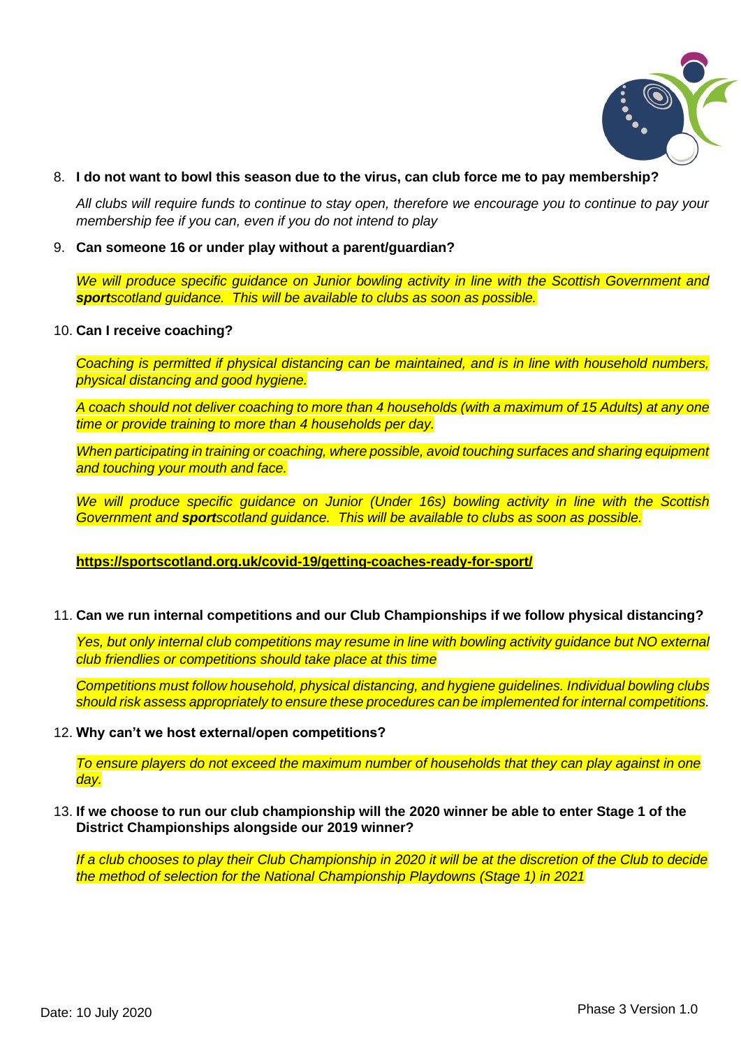8. **I do not want to bowl this season due to the virus, can club force me to pay membership?**

   *All clubs will require funds to continue to stay open, therefore we encourage you to continue to pay your membership fee if you can, even if you do not intend to play*

9. **Can someone 16 or under play without a parent/guardian?**

   *We will produce specific guidance on Junior bowling activity in line with the Scottish Government and **sport**scotland guidance. This will be available to clubs as soon as possible.*

10. **Can I receive coaching?**

    *Coaching is permitted if physical distancing can be maintained, and is in line with household numbers, physical distancing and good hygiene.*

    *A coach should not deliver coaching to more than 4 households (with a maximum of 15 Adults) at any one time or provide training to more than 4 households per day.*

    *When participating in training or coaching, where possible, avoid touching surfaces and sharing equipment and touching your mouth and face.*

    *We will produce specific guidance on Junior (Under 16s) bowling activity in line with the Scottish Government and **sport**scotland guidance. This will be available to clubs as soon as possible.*

    **https://sportscotland.org.uk/covid-19/getting-coaches-ready-for-sport/**

11. **Can we run internal competitions and our Club Championships if we follow physical distancing?**

    *Yes, but only internal club competitions may resume in line with bowling activity guidance but NO external club friendlies or competitions should take place at this time*

    *Competitions must follow household, physical distancing, and hygiene guidelines. Individual bowling clubs should risk assess appropriately to ensure these procedures can be implemented for internal competitions.*

12. **Why can't we host external/open competitions?**

    *To ensure players do not exceed the maximum number of households that they can play against in one day.*

13. **If we choose to run our club championship will the 2020 winner be able to enter Stage 1 of the District Championships alongside our 2019 winner?**

    *If a club chooses to play their Club Championship in 2020 it will be at the discretion of the Club to decide the method of selection for the National Championship Playdowns (Stage 1) in 2021*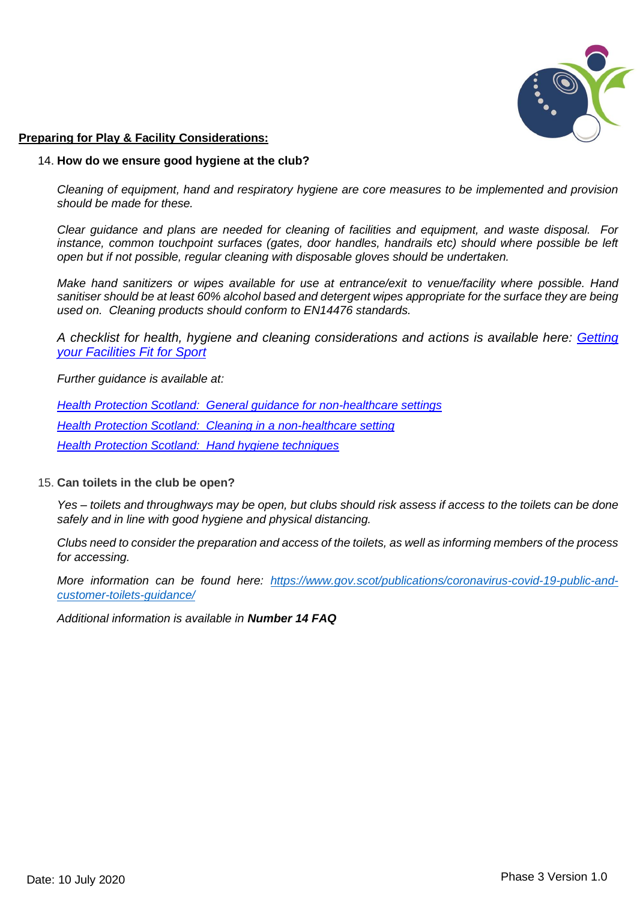**Preparing for Play & Facility Considerations:**

14. **How do we ensure good hygiene at the club?**

    *Cleaning of equipment, hand and respiratory hygiene are core measures to be implemented and provision should be made for these.*

    *Clear guidance and plans are needed for cleaning of facilities and equipment, and waste disposal. For instance, common touchpoint surfaces (gates, door handles, handrails etc) should where possible be left open but if not possible, regular cleaning with disposable gloves should be undertaken.*

    *Make hand sanitizers or wipes available for use at entrance/exit to venue/facility where possible. Hand sanitiser should be at least 60% alcohol based and detergent wipes appropriate for the surface they are being used on. Cleaning products should conform to EN14476 standards.*

    *A checklist for health, hygiene and cleaning considerations and actions is available here: [Getting your Facilities Fit for Sport]()*

    *Further guidance is available at:*

    *[Health Protection Scotland: General guidance for non-healthcare settings]()*

    *[Health Protection Scotland: Cleaning in a non-healthcare setting]()*

    *[Health Protection Scotland: Hand hygiene techniques]()*

15. **Can toilets in the club be open?**

    *Yes – toilets and throughways may be open, but clubs should risk assess if access to the toilets can be done safely and in line with good hygiene and physical distancing.*

    *Clubs need to consider the preparation and access of the toilets, as well as informing members of the process for accessing.*

    *More information can be found here: [https://www.gov.scot/publications/coronavirus-covid-19-public-and-customer-toilets-guidance/](https://www.gov.scot/publications/coronavirus-covid-19-public-and-customer-toilets-guidance/)*

    *Additional information is available in* ***Number 14 FAQ***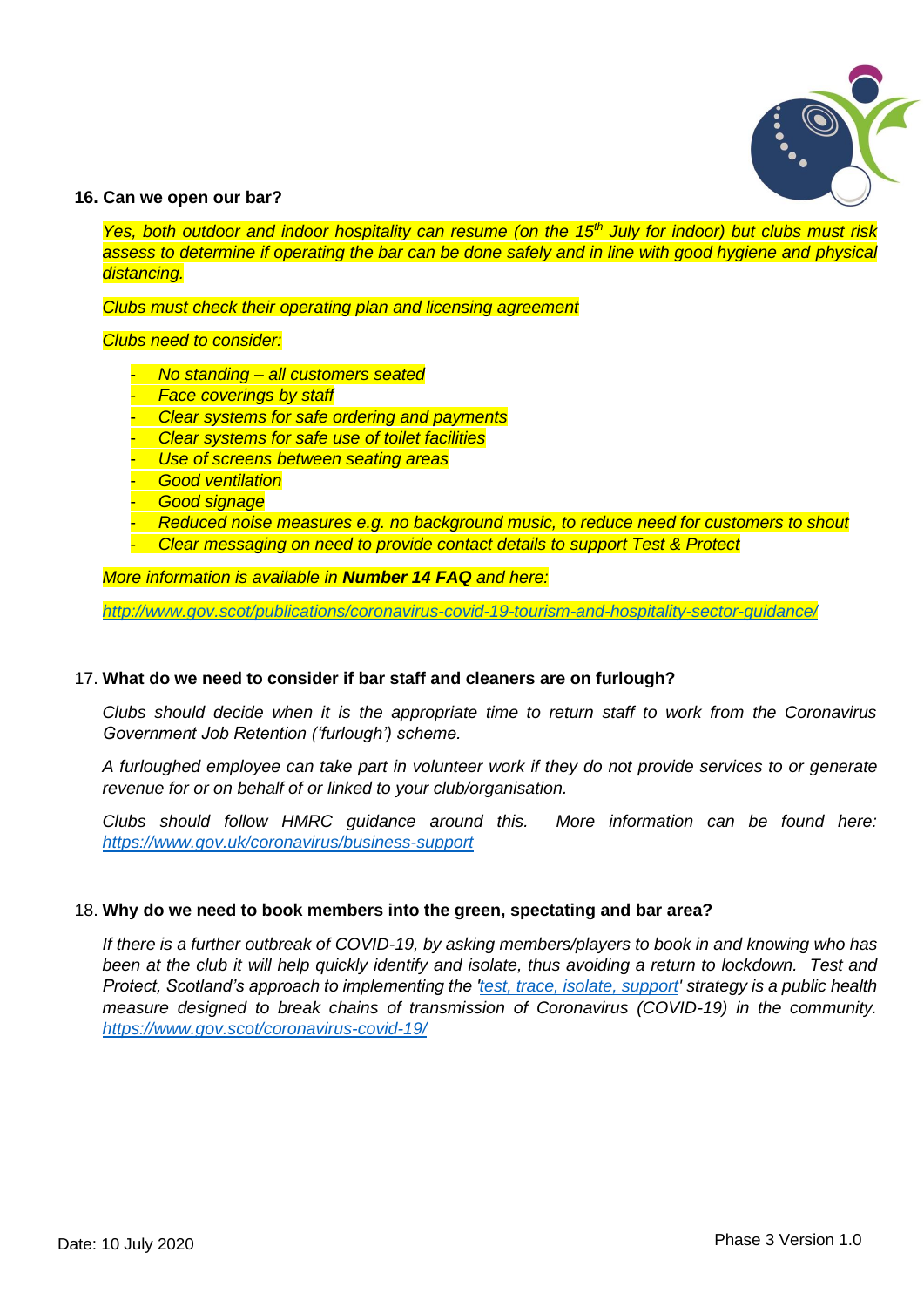**16. Can we open our bar?**

*Yes, both outdoor and indoor hospitality can resume (on the 15th July for indoor) but clubs must risk assess to determine if operating the bar can be done safely and in line with good hygiene and physical distancing.*

*Clubs must check their operating plan and licensing agreement*

*Clubs need to consider:*

- *No standing – all customers seated*
- *Face coverings by staff*
- *Clear systems for safe ordering and payments*
- *Clear systems for safe use of toilet facilities*
- *Use of screens between seating areas*
- *Good ventilation*
- *Good signage*
- *Reduced noise measures e.g. no background music, to reduce need for customers to shout*
- *Clear messaging on need to provide contact details to support Test & Protect*

*More information is available in* ***Number 14 FAQ*** *and here:*

*http://www.gov.scot/publications/coronavirus-covid-19-tourism-and-hospitality-sector-guidance/*

17. **What do we need to consider if bar staff and cleaners are on furlough?**

*Clubs should decide when it is the appropriate time to return staff to work from the Coronavirus Government Job Retention ('furlough') scheme.*

*A furloughed employee can take part in volunteer work if they do not provide services to or generate revenue for or on behalf of or linked to your club/organisation.*

*Clubs should follow HMRC guidance around this. More information can be found here: https://www.gov.uk/coronavirus/business-support*

18. **Why do we need to book members into the green, spectating and bar area?**

*If there is a further outbreak of COVID-19, by asking members/players to book in and knowing who has been at the club it will help quickly identify and isolate, thus avoiding a return to lockdown. Test and Protect, Scotland's approach to implementing the 'test, trace, isolate, support' strategy is a public health measure designed to break chains of transmission of Coronavirus (COVID-19) in the community. https://www.gov.scot/coronavirus-covid-19/*

Date: 10 July 2020

Phase 3 Version 1.0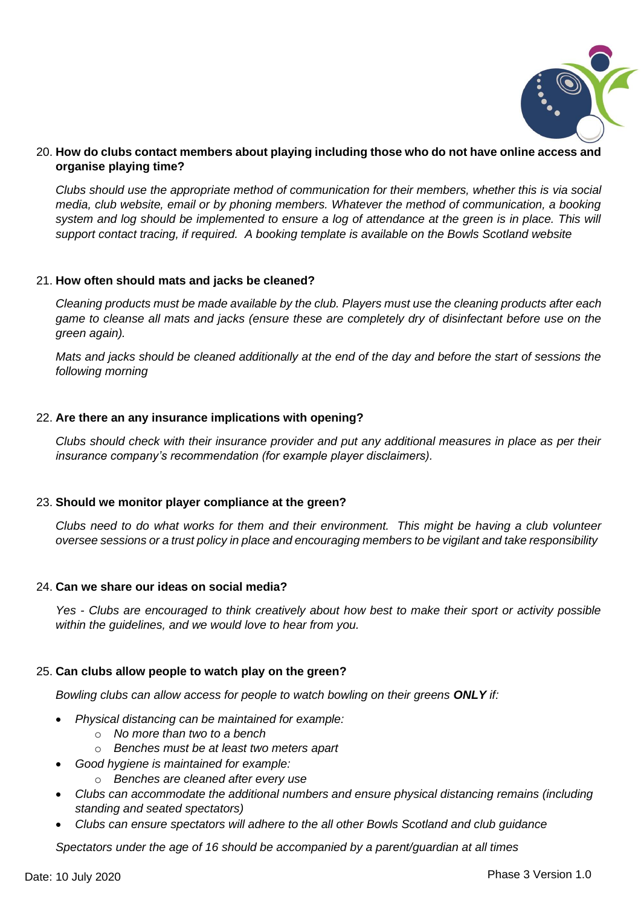20. **How do clubs contact members about playing including those who do not have online access and organise playing time?**

    *Clubs should use the appropriate method of communication for their members, whether this is via social media, club website, email or by phoning members. Whatever the method of communication, a booking system and log should be implemented to ensure a log of attendance at the green is in place. This will support contact tracing, if required. A booking template is available on the Bowls Scotland website*

21. **How often should mats and jacks be cleaned?**

    *Cleaning products must be made available by the club. Players must use the cleaning products after each game to cleanse all mats and jacks (ensure these are completely dry of disinfectant before use on the green again).*

    *Mats and jacks should be cleaned additionally at the end of the day and before the start of sessions the following morning*

22. **Are there an any insurance implications with opening?**

    *Clubs should check with their insurance provider and put any additional measures in place as per their insurance company's recommendation (for example player disclaimers).*

23. **Should we monitor player compliance at the green?**

    *Clubs need to do what works for them and their environment. This might be having a club volunteer oversee sessions or a trust policy in place and encouraging members to be vigilant and take responsibility*

24. **Can we share our ideas on social media?**

    *Yes - Clubs are encouraged to think creatively about how best to make their sport or activity possible within the guidelines, and we would love to hear from you.*

25. **Can clubs allow people to watch play on the green?**

    *Bowling clubs can allow access for people to watch bowling on their greens **ONLY** if:*

    - *Physical distancing can be maintained for example:*
        - *No more than two to a bench*
        - *Benches must be at least two meters apart*
    - *Good hygiene is maintained for example:*
        - *Benches are cleaned after every use*
    - *Clubs can accommodate the additional numbers and ensure physical distancing remains (including standing and seated spectators)*
    - *Clubs can ensure spectators will adhere to the all other Bowls Scotland and club guidance*

    *Spectators under the age of 16 should be accompanied by a parent/guardian at all times*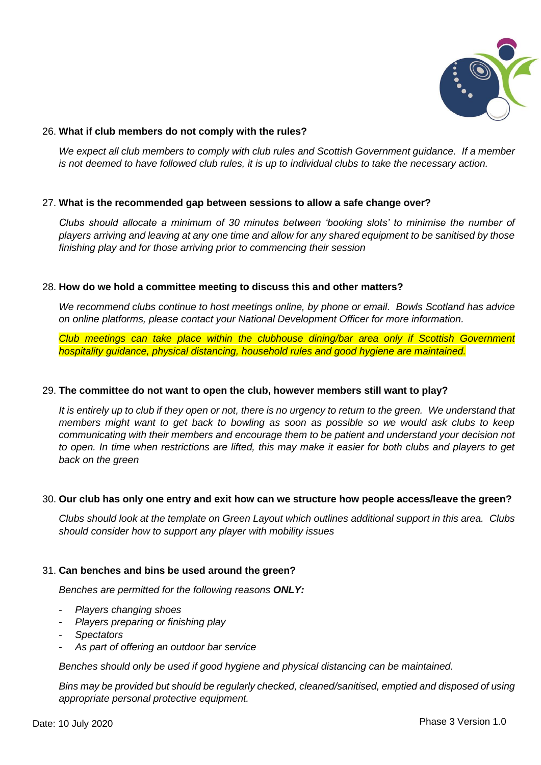26. **What if club members do not comply with the rules?**

    *We expect all club members to comply with club rules and Scottish Government guidance. If a member is not deemed to have followed club rules, it is up to individual clubs to take the necessary action.*

27. **What is the recommended gap between sessions to allow a safe change over?**

    *Clubs should allocate a minimum of 30 minutes between 'booking slots' to minimise the number of players arriving and leaving at any one time and allow for any shared equipment to be sanitised by those finishing play and for those arriving prior to commencing their session*

28. **How do we hold a committee meeting to discuss this and other matters?**

    *We recommend clubs continue to host meetings online, by phone or email. Bowls Scotland has advice on online platforms, please contact your National Development Officer for more information.*

    *Club meetings can take place within the clubhouse dining/bar area only if Scottish Government hospitality guidance, physical distancing, household rules and good hygiene are maintained.*

29. **The committee do not want to open the club, however members still want to play?**

    *It is entirely up to club if they open or not, there is no urgency to return to the green. We understand that members might want to get back to bowling as soon as possible so we would ask clubs to keep communicating with their members and encourage them to be patient and understand your decision not to open. In time when restrictions are lifted, this may make it easier for both clubs and players to get back on the green*

30. **Our club has only one entry and exit how can we structure how people access/leave the green?**

    *Clubs should look at the template on Green Layout which outlines additional support in this area. Clubs should consider how to support any player with mobility issues*

31. **Can benches and bins be used around the green?**

    *Benches are permitted for the following reasons **ONLY:***

    - *Players changing shoes*
    - *Players preparing or finishing play*
    - *Spectators*
    - *As part of offering an outdoor bar service*

    *Benches should only be used if good hygiene and physical distancing can be maintained.*

    *Bins may be provided but should be regularly checked, cleaned/sanitised, emptied and disposed of using appropriate personal protective equipment.*

Date: 10 July 2020 Phase 3 Version 1.0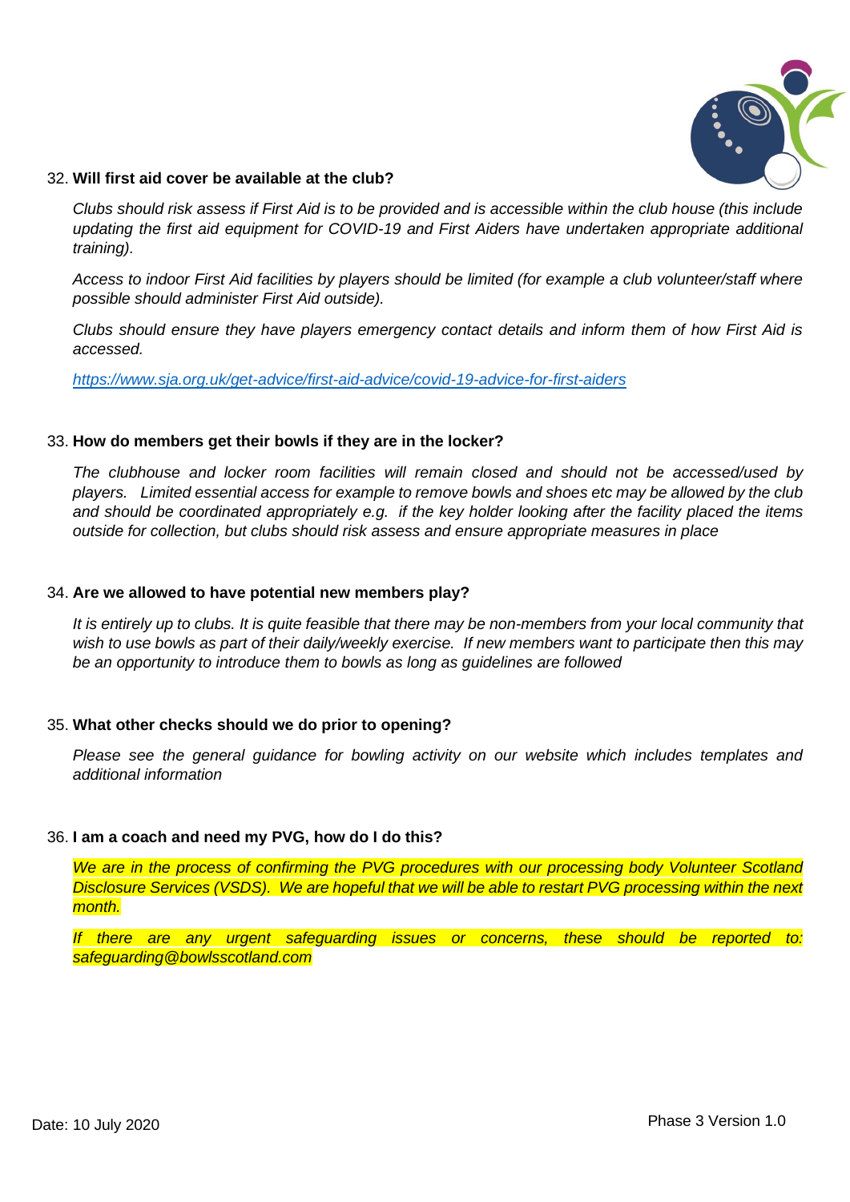32. **Will first aid cover be available at the club?**

    *Clubs should risk assess if First Aid is to be provided and is accessible within the club house (this include updating the first aid equipment for COVID-19 and First Aiders have undertaken appropriate additional training).*

    *Access to indoor First Aid facilities by players should be limited (for example a club volunteer/staff where possible should administer First Aid outside).*

    *Clubs should ensure they have players emergency contact details and inform them of how First Aid is accessed.*

    *https://www.sja.org.uk/get-advice/first-aid-advice/covid-19-advice-for-first-aiders*

33. **How do members get their bowls if they are in the locker?**

    *The clubhouse and locker room facilities will remain closed and should not be accessed/used by players. Limited essential access for example to remove bowls and shoes etc may be allowed by the club and should be coordinated appropriately e.g. if the key holder looking after the facility placed the items outside for collection, but clubs should risk assess and ensure appropriate measures in place*

34. **Are we allowed to have potential new members play?**

    *It is entirely up to clubs. It is quite feasible that there may be non-members from your local community that wish to use bowls as part of their daily/weekly exercise. If new members want to participate then this may be an opportunity to introduce them to bowls as long as guidelines are followed*

35. **What other checks should we do prior to opening?**

    *Please see the general guidance for bowling activity on our website which includes templates and additional information*

36. **I am a coach and need my PVG, how do I do this?**

    *We are in the process of confirming the PVG procedures with our processing body Volunteer Scotland Disclosure Services (VSDS). We are hopeful that we will be able to restart PVG processing within the next month.*

    *If there are any urgent safeguarding issues or concerns, these should be reported to: safeguarding@bowlsscotland.com*

Date: 10 July 2020

Phase 3 Version 1.0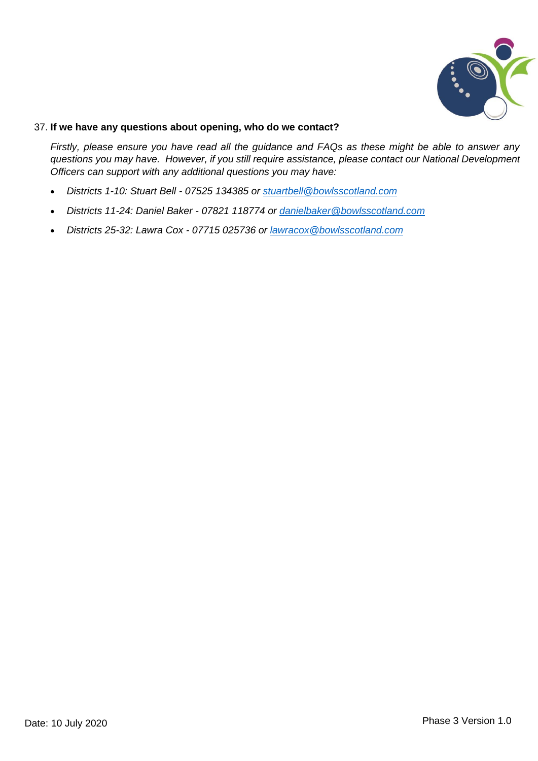37. **If we have any questions about opening, who do we contact?**

*Firstly, please ensure you have read all the guidance and FAQs as these might be able to answer any questions you may have. However, if you still require assistance, please contact our National Development Officers can support with any additional questions you may have:*

- *Districts 1-10: Stuart Bell - 07525 134385 or stuartbell@bowlsscotland.com*
- *Districts 11-24: Daniel Baker - 07821 118774 or danielbaker@bowlsscotland.com*
- *Districts 25-32: Lawra Cox - 07715 025736 or lawracox@bowlsscotland.com*

Date: 10 July 2020

Phase 3 Version 1.0